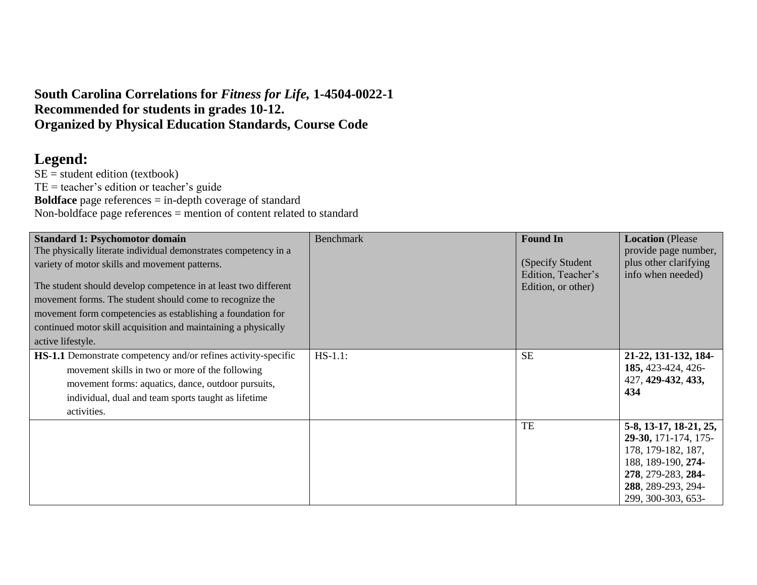**South Carolina Correlations for *Fitness for Life*, 1-4504-0022-1**
**Recommended for students in grades 10-12.**
**Organized by Physical Education Standards, Course Code**

# Legend:

SE = student edition (textbook)
TE = teacher's edition or teacher's guide
**Boldface** page references = in-depth coverage of standard
Non-boldface page references = mention of content related to standard

| **Standard 1: Psychomotor domain** The physically literate individual demonstrates competency in a variety of motor skills and movement patterns. The student should develop competence in at least two different movement forms. The student should come to recognize the movement form competencies as establishing a foundation for continued motor skill acquisition and maintaining a physically active lifestyle. | Benchmark | **Found In** (Specify Student Edition, Teacher's Edition, or other) | **Location** (Please provide page number, plus other clarifying info when needed) |
|---|---|---|---|
| **HS-1.1** Demonstrate competency and/or refines activity-specific movement skills in two or more of the following movement forms: aquatics, dance, outdoor pursuits, individual, dual and team sports taught as lifetime activities. | HS-1.1: | SE | **21-22, 131-132, 184-185,** 423-424, 426-427, **429-432**, **433, 434** |
| | | TE | **5-8, 13-17, 18-21, 25, 29-30,** 171-174, 175-178, 179-182, 187, 188, 189-190, **274-278**, 279-283, **284-288**, 289-293, 294-299, 300-303, 653- |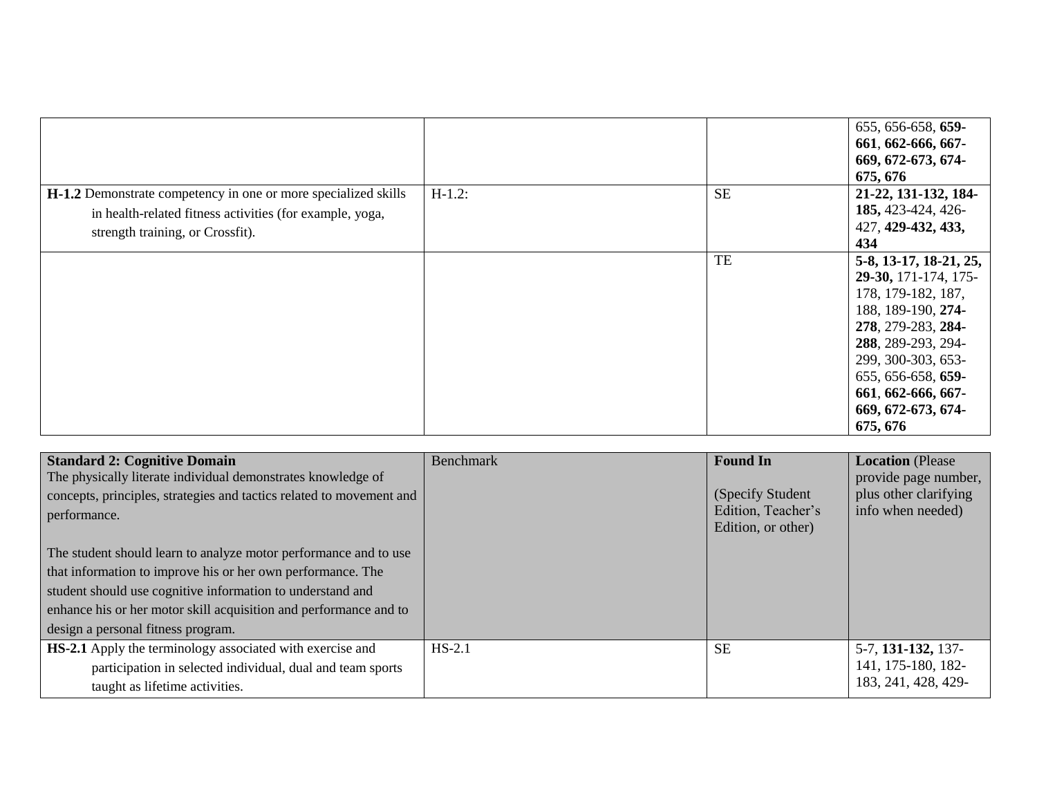| | | | |
|---|---|---|---|
| | | | 655, 656-658, **659-661**, **662-666, 667-669, 672-673, 674-675, 676** |
| **H-1.2** Demonstrate competency in one or more specialized skills in health-related fitness activities (for example, yoga, strength training, or Crossfit). | H-1.2: | SE | **21-22, 131-132, 184-185,** 423-424, 426-427, **429-432, 433, 434** |
| | | TE | **5-8, 13-17, 18-21, 25, 29-30,** 171-174, 175-178, 179-182, 187, 188, 189-190, **274-278**, 279-283, **284-288**, 289-293, 294-299, 300-303, 653-655, 656-658, **659-661**, **662-666, 667-669, 672-673, 674-675, 676** |

| **Standard 2: Cognitive Domain**<br>The physically literate individual demonstrates knowledge of concepts, principles, strategies and tactics related to movement and performance.<br><br>The student should learn to analyze motor performance and to use that information to improve his or her own performance. The student should use cognitive information to understand and enhance his or her motor skill acquisition and performance and to design a personal fitness program. | Benchmark | **Found In**<br><br>(Specify Student Edition, Teacher's Edition, or other) | **Location** (Please provide page number, plus other clarifying info when needed) |
|---|---|---|---|
| **HS-2.1** Apply the terminology associated with exercise and participation in selected individual, dual and team sports taught as lifetime activities. | HS-2.1 | SE | 5-7, **131-132,** 137-141, 175-180, 182-183, 241, 428, 429- |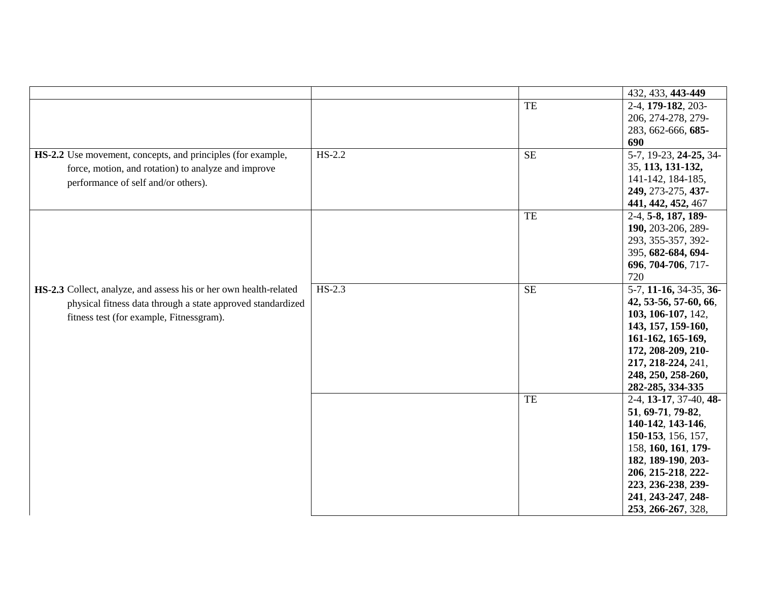| | | | |
|---|---|---|---|
| | | | 432, 433, **443-449** |
| | | TE | 2-4, **179-182**, 203-206, 274-278, 279-283, 662-666, **685-690** |
| **HS-2.2** Use movement, concepts, and principles (for example, force, motion, and rotation) to analyze and improve performance of self and/or others). | HS-2.2 | SE | 5-7, 19-23, **24-25,** 34-35, **113, 131-132,** 141-142, 184-185, **249,** 273-275, **437-441, 442, 452,** 467 |
| | | TE | 2-4, **5-8, 187, 189-190,** 203-206, 289-293, 355-357, 392-395, **682-684, 694-696**, **704-706**, 717-720 |
| **HS-2.3** Collect, analyze, and assess his or her own health-related physical fitness data through a state approved standardized fitness test (for example, Fitnessgram). | HS-2.3 | SE | 5-7, **11-16,** 34-35, **36-42, 53-56, 57-60, 66**, **103, 106-107,** 142, **143, 157, 159-160, 161-162, 165-169, 172, 208-209, 210-217, 218-224,** 241, **248, 250, 258-260, 282-285, 334-335** |
| | | TE | 2-4, **13-17**, 37-40, **48-51**, **69-71**, **79-82**, **140-142**, **143-146**, **150-153**, 156, 157, 158, **160, 161**, **179-182**, **189-190**, **203-206**, **215-218**, **222-223**, **236-238**, **239-241**, **243-247**, **248-253**, **266-267**, 328, |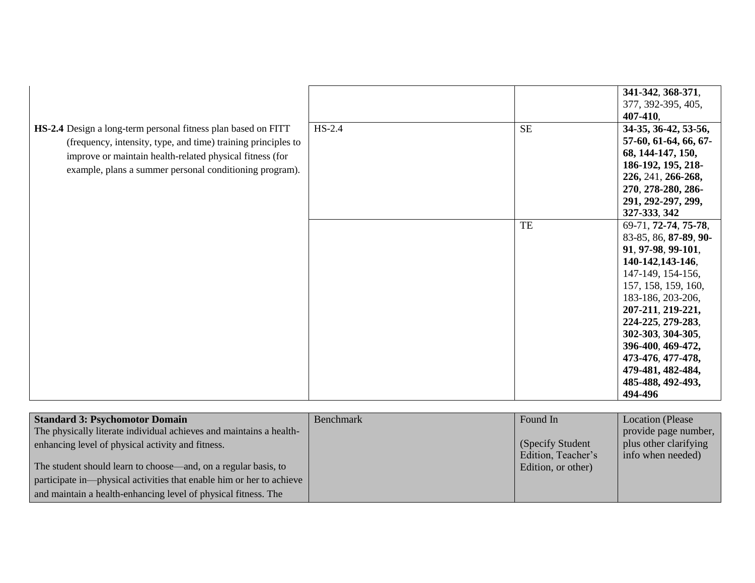| | | | |
|---|---|---|---|
| | | | **341-342**, **368-371**, 377, 392-395, 405, **407-410**, |
| **HS-2.4** Design a long-term personal fitness plan based on FITT (frequency, intensity, type, and time) training principles to improve or maintain health-related physical fitness (for example, plans a summer personal conditioning program). | HS-2.4 | SE | **34-35, 36-42, 53-56, 57-60, 61-64, 66, 67-68, 144-147, 150, 186-192, 195, 218-226,** 241, **266-268, 270**, **278-280, 286-291, 292-297, 299, 327-333**, **342** |
| | | TE | 69-71, **72-74**, **75-78**, 83-85, 86, **87-89**, **90-91**, **97-98**, **99-101**, **140-142**,**143-146**, 147-149, 154-156, 157, 158, 159, 160, 183-186, 203-206, **207-211**, **219-221, 224-225**, **279-283**, **302-303**, **304-305**, **396-400**, **469-472, 473-476**, **477-478, 479-481, 482-484, 485-488, 492-493, 494-496** |

| **Standard 3: Psychomotor Domain** The physically literate individual achieves and maintains a health-enhancing level of physical activity and fitness. The student should learn to choose—and, on a regular basis, to participate in—physical activities that enable him or her to achieve and maintain a health-enhancing level of physical fitness. The | Benchmark | Found In (Specify Student Edition, Teacher's Edition, or other) | Location (Please provide page number, plus other clarifying info when needed) |
|---|---|---|---|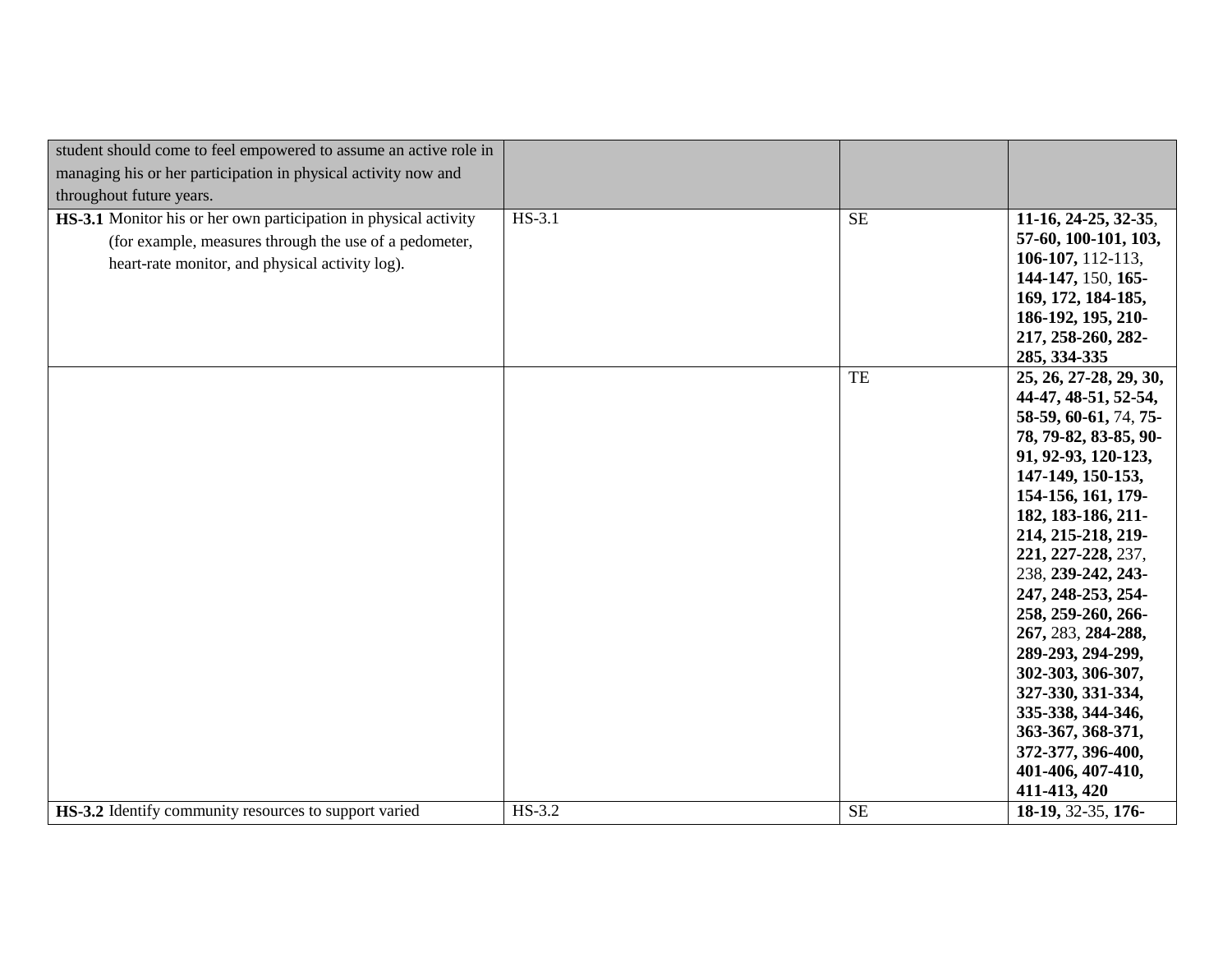| | | | |
|---|---|---|---|
| student should come to feel empowered to assume an active role in managing his or her participation in physical activity now and throughout future years. | | | |
| **HS-3.1** Monitor his or her own participation in physical activity (for example, measures through the use of a pedometer, heart-rate monitor, and physical activity log). | HS-3.1 | SE | **11-16, 24-25, 32-35**, **57-60, 100-101, 103, 106-107,** 112-113, **144-147,** 150, **165-169, 172, 184-185, 186-192, 195, 210-217, 258-260, 282-285, 334-335** |
| | | TE | **25, 26, 27-28, 29, 30, 44-47, 48-51, 52-54, 58-59, 60-61,** 74, **75-78, 79-82, 83-85, 90-91, 92-93, 120-123, 147-149, 150-153, 154-156, 161, 179-182, 183-186, 211-214, 215-218, 219-221, 227-228,** 237, 238, **239-242, 243-247, 248-253, 254-258, 259-260, 266-267,** 283, **284-288, 289-293, 294-299, 302-303, 306-307, 327-330, 331-334, 335-338, 344-346, 363-367, 368-371, 372-377, 396-400, 401-406, 407-410, 411-413, 420** |
| **HS-3.2** Identify community resources to support varied | HS-3.2 | SE | **18-19,** 32-35, **176-** |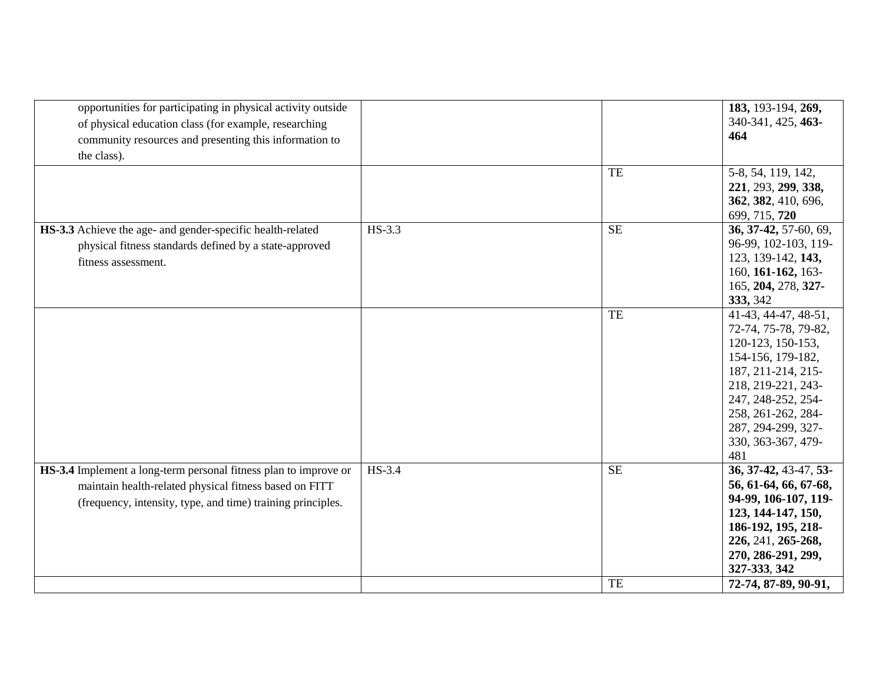| | | | |
|---|---|---|---|
| opportunities for participating in physical activity outside of physical education class (for example, researching community resources and presenting this information to the class). | | | **183,** 193-194, **269,** 340-341, 425, **463-464** |
| | | TE | 5-8, 54, 119, 142, **221**, 293, **299**, **338,** **362**, **382**, 410, 696, 699, 715, **720** |
| **HS-3.3** Achieve the age- and gender-specific health-related physical fitness standards defined by a state-approved fitness assessment. | HS-3.3 | SE | **36, 37-42,** 57-60, 69, 96-99, 102-103, 119-123, 139-142, **143,** 160, **161-162,** 163-165, **204,** 278, **327-333,** 342 |
| | | TE | 41-43, 44-47, 48-51, 72-74, 75-78, 79-82, 120-123, 150-153, 154-156, 179-182, 187, 211-214, 215-218, 219-221, 243-247, 248-252, 254-258, 261-262, 284-287, 294-299, 327-330, 363-367, 479-481 |
| **HS-3.4** Implement a long-term personal fitness plan to improve or maintain health-related physical fitness based on FITT (frequency, intensity, type, and time) training principles. | HS-3.4 | SE | **36, 37-42,** 43-47, **53-56, 61-64, 66, 67-68, 94-99, 106-107, 119-123, 144-147, 150, 186-192, 195, 218-226,** 241, **265-268, 270, 286-291, 299, 327-333**, **342** |
| | | TE | **72-74, 87-89, 90-91,** |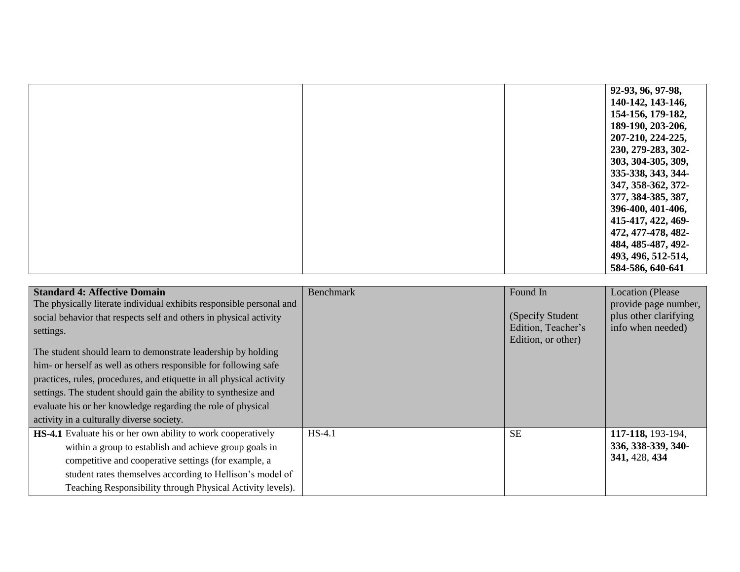| | | | |
|---|---|---|---|
| | | | **92-93, 96, 97-98, 140-142, 143-146, 154-156, 179-182, 189-190, 203-206, 207-210, 224-225, 230, 279-283, 302-303, 304-305, 309, 335-338, 343, 344-347, 358-362, 372-377, 384-385, 387, 396-400, 401-406, 415-417, 422, 469-472, 477-478, 482-484, 485-487, 492-493, 496, 512-514, 584-586, 640-641** |

| **Standard 4: Affective Domain**<br>The physically literate individual exhibits responsible personal and social behavior that respects self and others in physical activity settings.<br><br>The student should learn to demonstrate leadership by holding him- or herself as well as others responsible for following safe practices, rules, procedures, and etiquette in all physical activity settings. The student should gain the ability to synthesize and evaluate his or her knowledge regarding the role of physical activity in a culturally diverse society. | Benchmark | Found In<br><br>(Specify Student Edition, Teacher's Edition, or other) | Location (Please provide page number, plus other clarifying info when needed) |
|---|---|---|---|
| **HS-4.1** Evaluate his or her own ability to work cooperatively within a group to establish and achieve group goals in competitive and cooperative settings (for example, a student rates themselves according to Hellison's model of Teaching Responsibility through Physical Activity levels). | HS-4.1 | SE | **117-118,** 193-194, **336, 338-339, 340-341,** 428, **434** |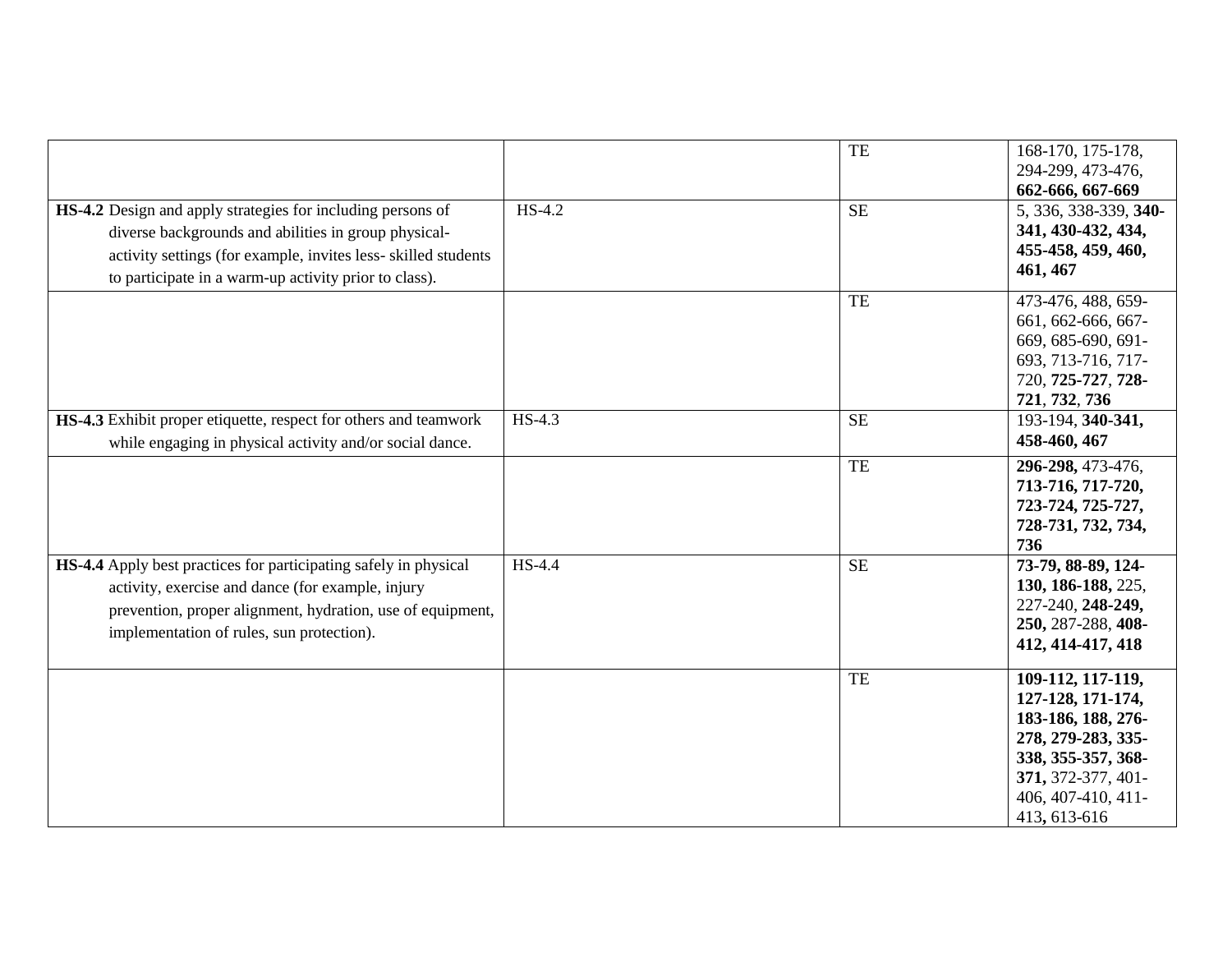| | | | |
|---|---|---|---|
| | | TE | 168-170, 175-178, 294-299, 473-476, **662-666, 667-669** |
| **HS-4.2** Design and apply strategies for including persons of diverse backgrounds and abilities in group physical-activity settings (for example, invites less- skilled students to participate in a warm-up activity prior to class). | HS-4.2 | SE | 5, 336, 338-339, **340-341, 430-432, 434, 455-458, 459, 460, 461, 467** |
| | | TE | 473-476, 488, 659-661, 662-666, 667-669, 685-690, 691-693, 713-716, 717-720, **725-727**, **728-721**, **732**, **736** |
| **HS-4.3** Exhibit proper etiquette, respect for others and teamwork while engaging in physical activity and/or social dance. | HS-4.3 | SE | 193-194, **340-341, 458-460, 467** |
| | | TE | **296-298,** 473-476, **713-716, 717-720, 723-724, 725-727, 728-731, 732, 734, 736** |
| **HS-4.4** Apply best practices for participating safely in physical activity, exercise and dance (for example, injury prevention, proper alignment, hydration, use of equipment, implementation of rules, sun protection). | HS-4.4 | SE | **73-79, 88-89, 124-130, 186-188,** 225, 227-240, **248-249, 250,** 287-288, **408-412, 414-417, 418** |
| | | TE | **109-112, 117-119, 127-128, 171-174, 183-186, 188, 276-278, 279-283, 335-338, 355-357, 368-371,** 372-377, 401-406, 407-410, 411-413**,** 613-616 |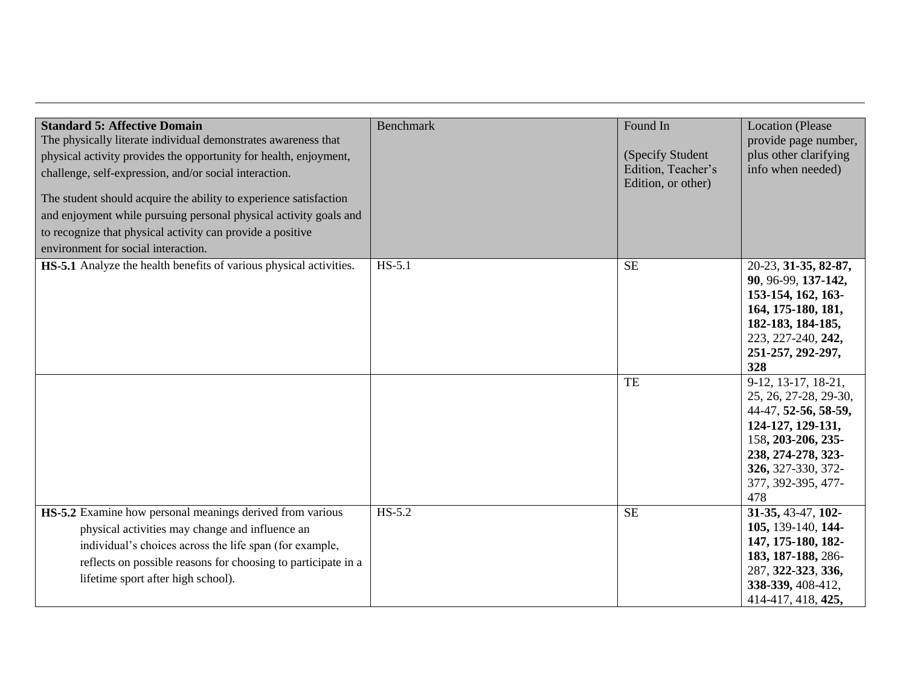| **Standard 5: Affective Domain**<br>The physically literate individual demonstrates awareness that physical activity provides the opportunity for health, enjoyment, challenge, self-expression, and/or social interaction.<br>The student should acquire the ability to experience satisfaction and enjoyment while pursuing personal physical activity goals and to recognize that physical activity can provide a positive environment for social interaction. | Benchmark | Found In<br><br>(Specify Student Edition, Teacher's Edition, or other) | Location (Please provide page number, plus other clarifying info when needed) |
|---|---|---|---|
| **HS-5.1** Analyze the health benefits of various physical activities. | HS-5.1 | SE | 20-23, **31-35, 82-87, 90**, 96-99, **137-142, 153-154, 162, 163-164, 175-180, 181, 182-183, 184-185,** 223, 227-240, **242, 251-257, 292-297, 328** |
| | | TE | 9-12, 13-17, 18-21, 25, 26, 27-28, 29-30, 44-47, **52-56, 58-59, 124-127, 129-131,** 158**, 203-206, 235-238, 274-278, 323-326,** 327-330, 372-377, 392-395, 477-478 |
| **HS-5.2** Examine how personal meanings derived from various physical activities may change and influence an individual's choices across the life span (for example, reflects on possible reasons for choosing to participate in a lifetime sport after high school). | HS-5.2 | SE | **31-35,** 43-47, **102-105,** 139-140, **144-147, 175-180, 182-183, 187-188,** 286-287, **322-323**, **336, 338-339,** 408-412, 414-417, 418, **425,** |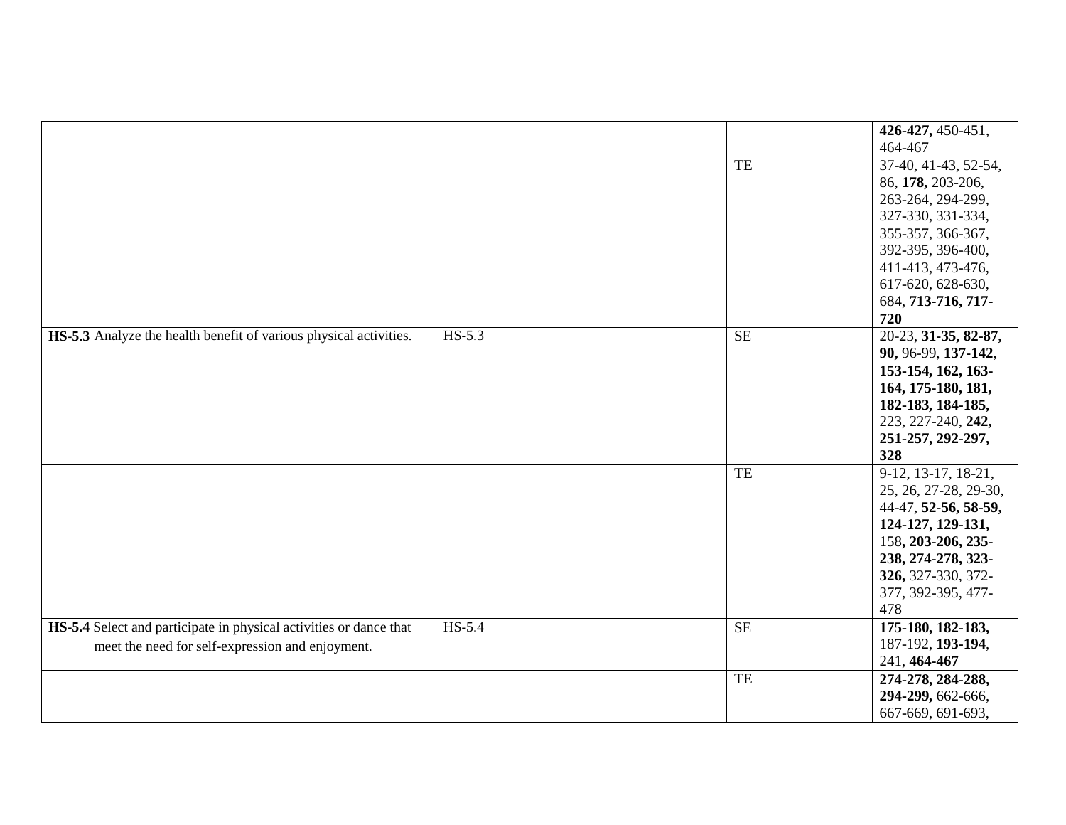| | | | |
|---|---|---|---|
| | | | **426-427,** 450-451, 464-467 |
| | | TE | 37-40, 41-43, 52-54, 86, **178,** 203-206, 263-264, 294-299, 327-330, 331-334, 355-357, 366-367, 392-395, 396-400, 411-413, 473-476, 617-620, 628-630, 684, **713-716, 717-720** |
| **HS-5.3** Analyze the health benefit of various physical activities. | HS-5.3 | SE | 20-23, **31-35, 82-87, 90,** 96-99, **137-142, 153-154, 162, 163-164, 175-180, 181, 182-183, 184-185,** 223, 227-240, **242, 251-257, 292-297, 328** |
| | | TE | 9-12, 13-17, 18-21, 25, 26, 27-28, 29-30, 44-47, **52-56, 58-59, 124-127, 129-131,** 158**, 203-206, 235-238, 274-278, 323-326,** 327-330, 372-377, 392-395, 477-478 |
| **HS-5.4** Select and participate in physical activities or dance that meet the need for self-expression and enjoyment. | HS-5.4 | SE | **175-180, 182-183,** 187-192, **193-194**, 241, **464-467** |
| | | TE | **274-278, 284-288, 294-299,** 662-666, 667-669, 691-693, |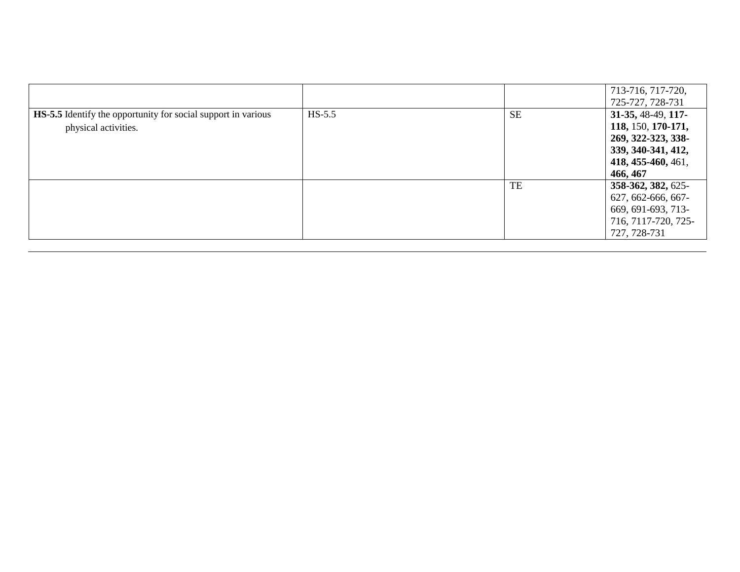| | | | |
|---|---|---|---|
| | | | 713-716, 717-720, 725-727, 728-731 |
| **HS-5.5** Identify the opportunity for social support in various physical activities. | HS-5.5 | SE | **31-35,** 48-49, **117-118,** 150, **170-171, 269, 322-323, 338-339, 340-341, 412, 418, 455-460,** 461, **466, 467** |
| | | TE | **358-362, 382,** 625-627, 662-666, 667-669, 691-693, 713-716, 7117-720, 725-727, 728-731 |